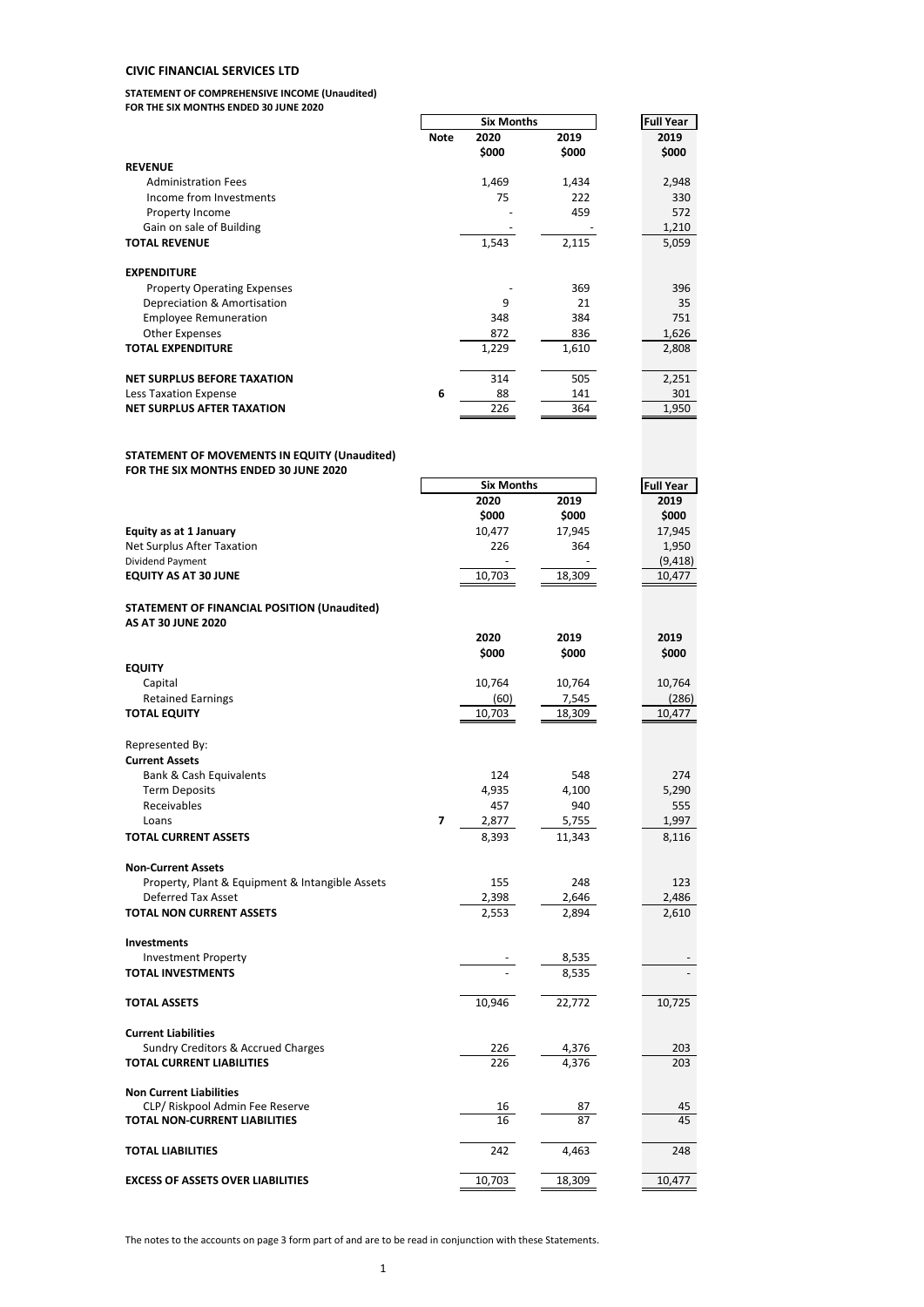# CIVIC FINANCIAL SERVICES LTD

## STATEMENT OF COMPREHENSIVE INCOME (Unaudited)
**FOR THE SIX MONTHS ENDED 30 JUNE 2020**

| | Note | Six Months 2020 $000 | Six Months 2019 $000 | Full Year 2019 $000 |
|---|---|---|---|---|
| **REVENUE** | | | | |
| Administration Fees | | 1,469 | 1,434 | 2,948 |
| Income from Investments | | 75 | 222 | 330 |
| Property Income | | - | 459 | 572 |
| Gain on sale of Building | | - | - | 1,210 |
| **TOTAL REVENUE** | | 1,543 | 2,115 | 5,059 |
| **EXPENDITURE** | | | | |
| Property Operating Expenses | | - | 369 | 396 |
| Depreciation & Amortisation | | 9 | 21 | 35 |
| Employee Remuneration | | 348 | 384 | 751 |
| Other Expenses | | 872 | 836 | 1,626 |
| **TOTAL EXPENDITURE** | | 1,229 | 1,610 | 2,808 |
| **NET SURPLUS BEFORE TAXATION** | | 314 | 505 | 2,251 |
| Less Taxation Expense | 6 | 88 | 141 | 301 |
| **NET SURPLUS AFTER TAXATION** | | 226 | 364 | 1,950 |

## STATEMENT OF MOVEMENTS IN EQUITY (Unaudited)
**FOR THE SIX MONTHS ENDED 30 JUNE 2020**

| | Six Months 2020 $000 | Six Months 2019 $000 | Full Year 2019 $000 |
|---|---|---|---|
| **Equity as at 1 January** | 10,477 | 17,945 | 17,945 |
| Net Surplus After Taxation | 226 | 364 | 1,950 |
| Dividend Payment | - | - | (9,418) |
| **EQUITY AS AT 30 JUNE** | 10,703 | 18,309 | 10,477 |

## STATEMENT OF FINANCIAL POSITION (Unaudited)
**AS AT 30 JUNE 2020**

| | Note | 2020 $000 | 2019 $000 | 2019 $000 |
|---|---|---|---|---|
| **EQUITY** | | | | |
| Capital | | 10,764 | 10,764 | 10,764 |
| Retained Earnings | | (60) | 7,545 | (286) |
| **TOTAL EQUITY** | | 10,703 | 18,309 | 10,477 |
| Represented By: | | | | |
| **Current Assets** | | | | |
| Bank & Cash Equivalents | | 124 | 548 | 274 |
| Term Deposits | | 4,935 | 4,100 | 5,290 |
| Receivables | | 457 | 940 | 555 |
| Loans | 7 | 2,877 | 5,755 | 1,997 |
| **TOTAL CURRENT ASSETS** | | 8,393 | 11,343 | 8,116 |
| **Non-Current Assets** | | | | |
| Property, Plant & Equipment & Intangible Assets | | 155 | 248 | 123 |
| Deferred Tax Asset | | 2,398 | 2,646 | 2,486 |
| **TOTAL NON CURRENT ASSETS** | | 2,553 | 2,894 | 2,610 |
| **Investments** | | | | |
| Investment Property | | - | 8,535 | - |
| **TOTAL INVESTMENTS** | | - | 8,535 | - |
| **TOTAL ASSETS** | | 10,946 | 22,772 | 10,725 |
| **Current Liabilities** | | | | |
| Sundry Creditors & Accrued Charges | | 226 | 4,376 | 203 |
| **TOTAL CURRENT LIABILITIES** | | 226 | 4,376 | 203 |
| **Non Current Liabilities** | | | | |
| CLP/ Riskpool Admin Fee Reserve | | 16 | 87 | 45 |
| **TOTAL NON-CURRENT LIABILITIES** | | 16 | 87 | 45 |
| **TOTAL LIABILITIES** | | 242 | 4,463 | 248 |
| **EXCESS OF ASSETS OVER LIABILITIES** | | 10,703 | 18,309 | 10,477 |

The notes to the accounts on page 3 form part of and are to be read in conjunction with these Statements.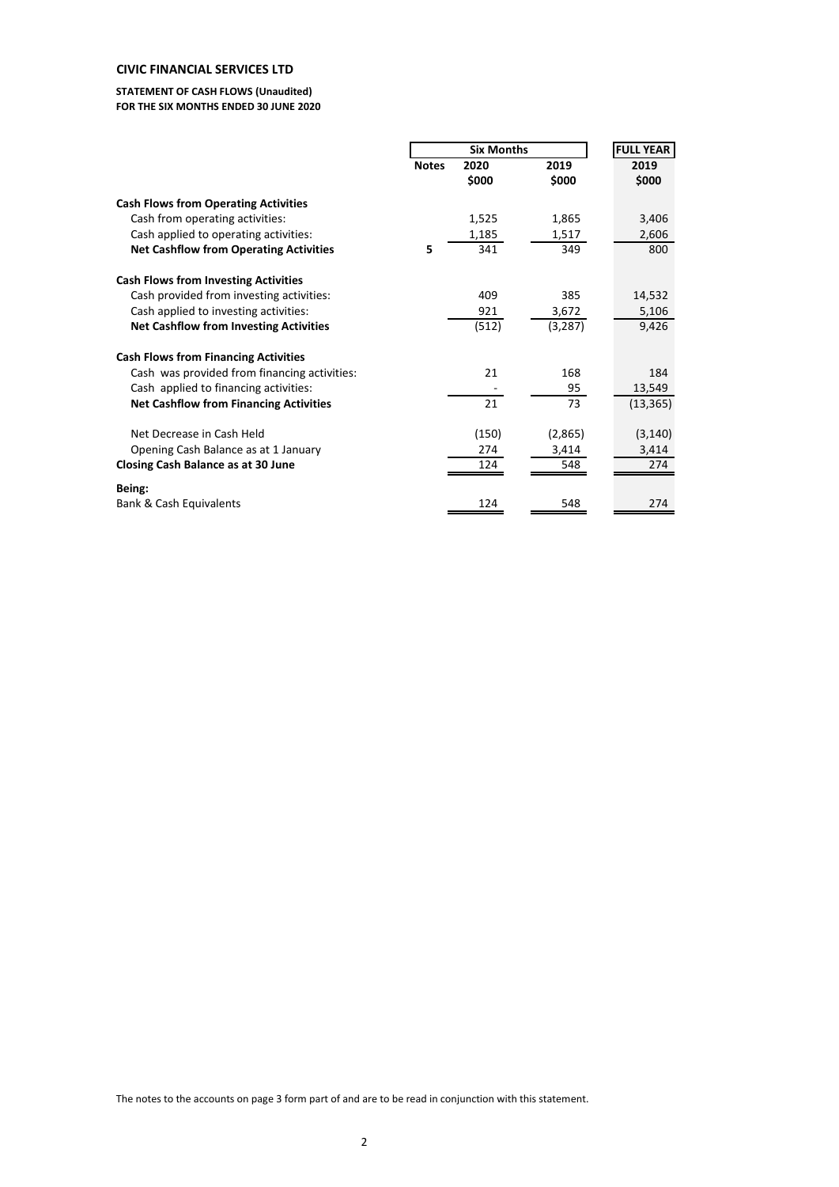**CIVIC FINANCIAL SERVICES LTD**

**STATEMENT OF CASH FLOWS (Unaudited)**
**FOR THE SIX MONTHS ENDED 30 JUNE 2020**

| | | Six Months | | FULL YEAR |
|---|---|---|---|---|
| | **Notes** | **2020** | **2019** | **2019** |
| | | **$000** | **$000** | **$000** |
| **Cash Flows from Operating Activities** | | | | |
| Cash from operating activities: | | 1,525 | 1,865 | 3,406 |
| Cash applied to operating activities: | | 1,185 | 1,517 | 2,606 |
| **Net Cashflow from Operating Activities** | **5** | 341 | 349 | 800 |
| **Cash Flows from Investing Activities** | | | | |
| Cash provided from investing activities: | | 409 | 385 | 14,532 |
| Cash applied to investing activities: | | 921 | 3,672 | 5,106 |
| **Net Cashflow from Investing Activities** | | (512) | (3,287) | 9,426 |
| **Cash Flows from Financing Activities** | | | | |
| Cash was provided from financing activities: | | 21 | 168 | 184 |
| Cash applied to financing activities: | | - | 95 | 13,549 |
| **Net Cashflow from Financing Activities** | | 21 | 73 | (13,365) |
| Net Decrease in Cash Held | | (150) | (2,865) | (3,140) |
| Opening Cash Balance as at 1 January | | 274 | 3,414 | 3,414 |
| **Closing Cash Balance as at 30 June** | | 124 | 548 | 274 |
| **Being:** | | | | |
| Bank & Cash Equivalents | | 124 | 548 | 274 |

The notes to the accounts on page 3 form part of and are to be read in conjunction with this statement.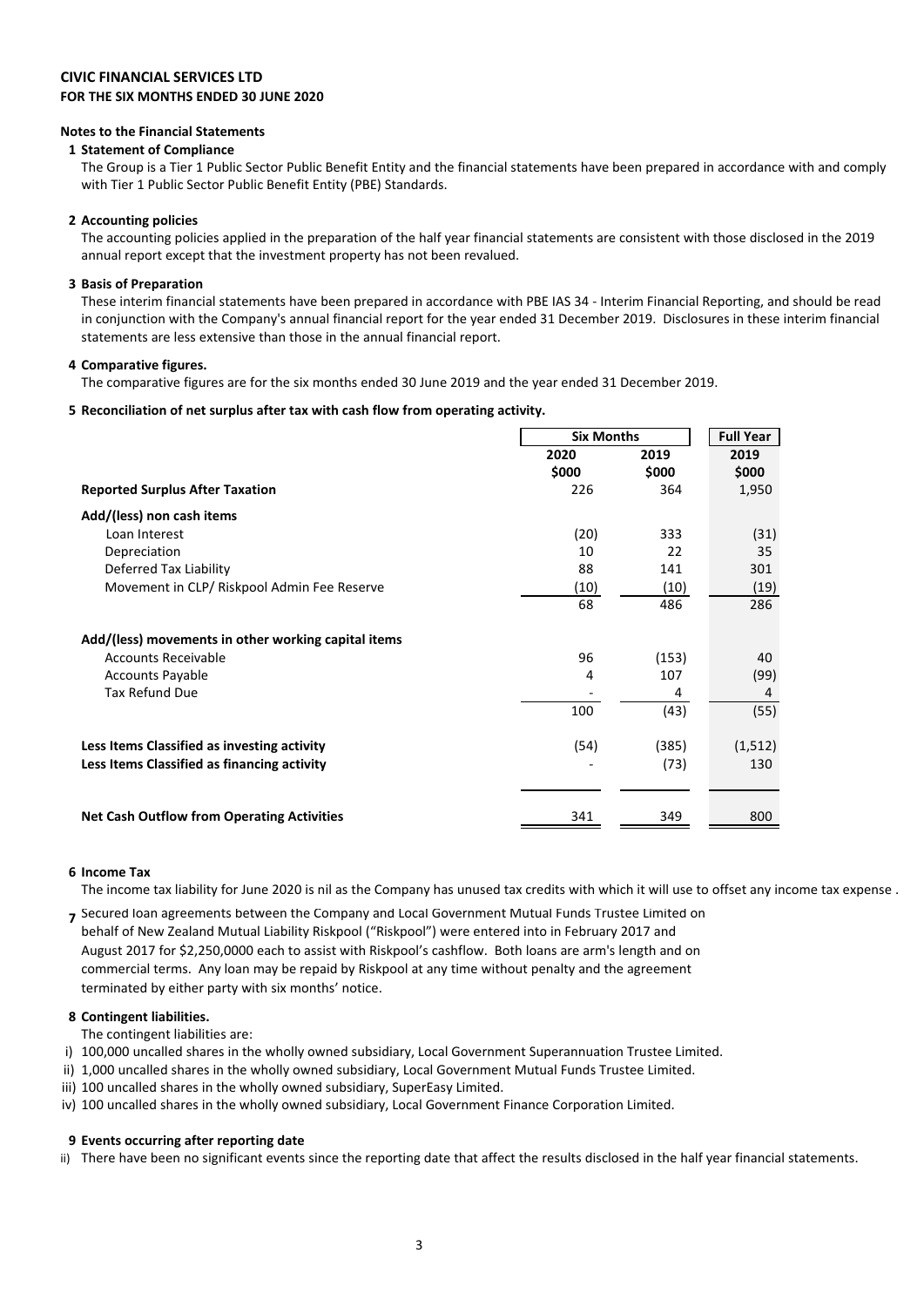**CIVIC FINANCIAL SERVICES LTD**
**FOR THE SIX MONTHS ENDED 30 JUNE 2020**

**Notes to the Financial Statements**

**1 Statement of Compliance**

The Group is a Tier 1 Public Sector Public Benefit Entity and the financial statements have been prepared in accordance with and comply with Tier 1 Public Sector Public Benefit Entity (PBE) Standards.

**2 Accounting policies**

The accounting policies applied in the preparation of the half year financial statements are consistent with those disclosed in the 2019 annual report except that the investment property has not been revalued.

**3 Basis of Preparation**

These interim financial statements have been prepared in accordance with PBE IAS 34 - Interim Financial Reporting, and should be read in conjunction with the Company's annual financial report for the year ended 31 December 2019. Disclosures in these interim financial statements are less extensive than those in the annual financial report.

**4 Comparative figures.**

The comparative figures are for the six months ended 30 June 2019 and the year ended 31 December 2019.

**5 Reconciliation of net surplus after tax with cash flow from operating activity.**

| | Six Months | | Full Year |
|---|---|---|---|
| | 2020 | 2019 | 2019 |
| | $000 | $000 | $000 |
| **Reported Surplus After Taxation** | 226 | 364 | 1,950 |
| **Add/(less) non cash items** | | | |
| Loan Interest | (20) | 333 | (31) |
| Depreciation | 10 | 22 | 35 |
| Deferred Tax Liability | 88 | 141 | 301 |
| Movement in CLP/ Riskpool Admin Fee Reserve | (10) | (10) | (19) |
| | 68 | 486 | 286 |
| **Add/(less) movements in other working capital items** | | | |
| Accounts Receivable | 96 | (153) | 40 |
| Accounts Payable | 4 | 107 | (99) |
| Tax Refund Due | - | 4 | 4 |
| | 100 | (43) | (55) |
| **Less Items Classified as investing activity** | (54) | (385) | (1,512) |
| **Less Items Classified as financing activity** | - | (73) | 130 |
| **Net Cash Outflow from Operating Activities** | 341 | 349 | 800 |

**6 Income Tax**

The income tax liability for June 2020 is nil as the Company has unused tax credits with which it will use to offset any income tax expense .

**7** Secured loan agreements between the Company and Local Government Mutual Funds Trustee Limited on behalf of New Zealand Mutual Liability Riskpool ("Riskpool") were entered into in February 2017 and August 2017 for $2,250,0000 each to assist with Riskpool's cashflow. Both loans are arm's length and on commercial terms. Any loan may be repaid by Riskpool at any time without penalty and the agreement terminated by either party with six months' notice.

**8 Contingent liabilities.**

The contingent liabilities are:

i) 100,000 uncalled shares in the wholly owned subsidiary, Local Government Superannuation Trustee Limited.
ii) 1,000 uncalled shares in the wholly owned subsidiary, Local Government Mutual Funds Trustee Limited.
iii) 100 uncalled shares in the wholly owned subsidiary, SuperEasy Limited.
iv) 100 uncalled shares in the wholly owned subsidiary, Local Government Finance Corporation Limited.

**9 Events occurring after reporting date**

ii) There have been no significant events since the reporting date that affect the results disclosed in the half year financial statements.